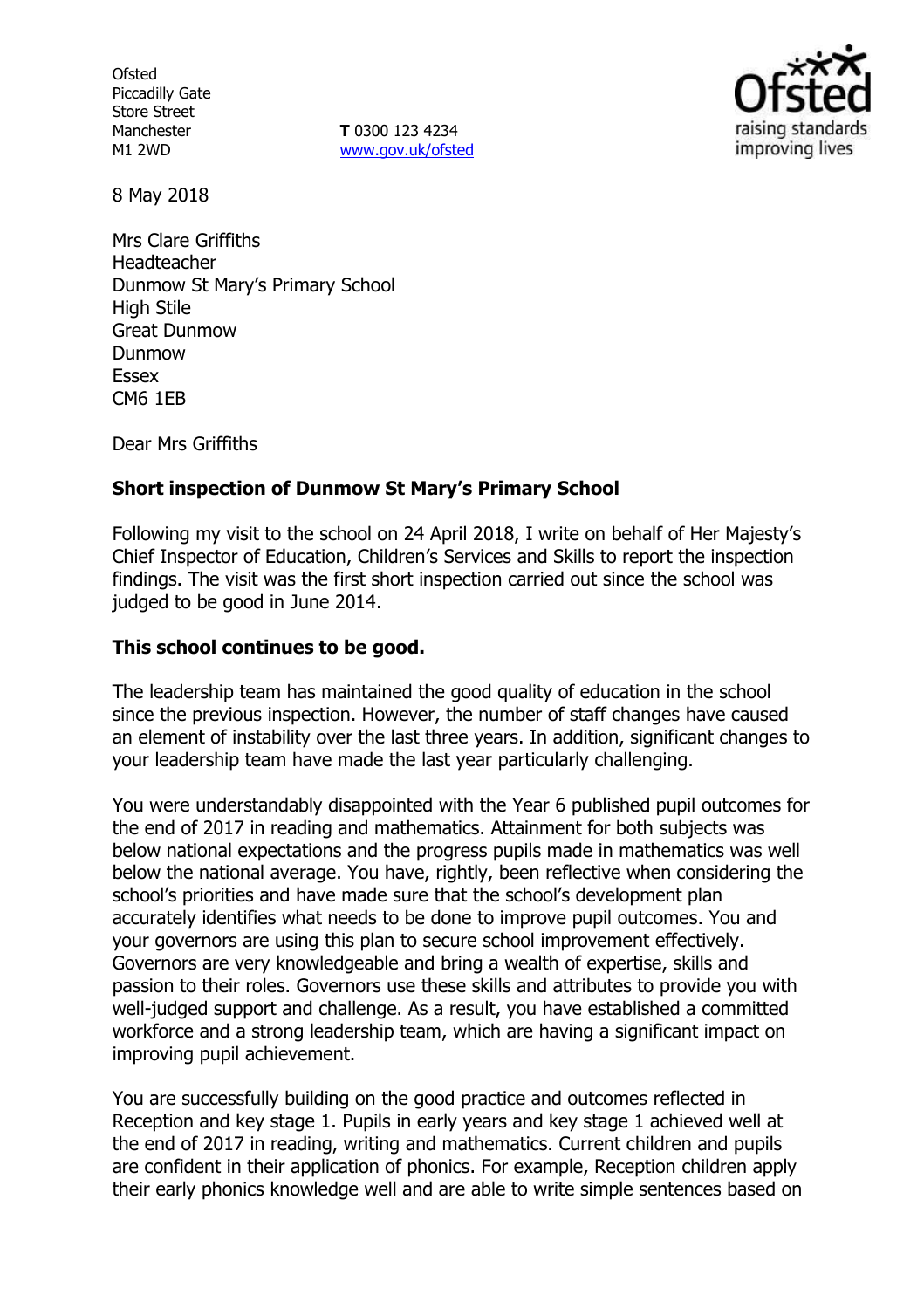Ofsted
Piccadilly Gate
Store Street
Manchester
M1 2WD

**T** 0300 123 4234
www.gov.uk/ofsted

8 May 2018

Mrs Clare Griffiths
Headteacher
Dunmow St Mary's Primary School
High Stile
Great Dunmow
Dunmow
Essex
CM6 1EB

Dear Mrs Griffiths

**Short inspection of Dunmow St Mary's Primary School**

Following my visit to the school on 24 April 2018, I write on behalf of Her Majesty's Chief Inspector of Education, Children's Services and Skills to report the inspection findings. The visit was the first short inspection carried out since the school was judged to be good in June 2014.

**This school continues to be good.**

The leadership team has maintained the good quality of education in the school since the previous inspection. However, the number of staff changes have caused an element of instability over the last three years. In addition, significant changes to your leadership team have made the last year particularly challenging.

You were understandably disappointed with the Year 6 published pupil outcomes for the end of 2017 in reading and mathematics. Attainment for both subjects was below national expectations and the progress pupils made in mathematics was well below the national average. You have, rightly, been reflective when considering the school's priorities and have made sure that the school's development plan accurately identifies what needs to be done to improve pupil outcomes. You and your governors are using this plan to secure school improvement effectively. Governors are very knowledgeable and bring a wealth of expertise, skills and passion to their roles. Governors use these skills and attributes to provide you with well-judged support and challenge. As a result, you have established a committed workforce and a strong leadership team, which are having a significant impact on improving pupil achievement.

You are successfully building on the good practice and outcomes reflected in Reception and key stage 1. Pupils in early years and key stage 1 achieved well at the end of 2017 in reading, writing and mathematics. Current children and pupils are confident in their application of phonics. For example, Reception children apply their early phonics knowledge well and are able to write simple sentences based on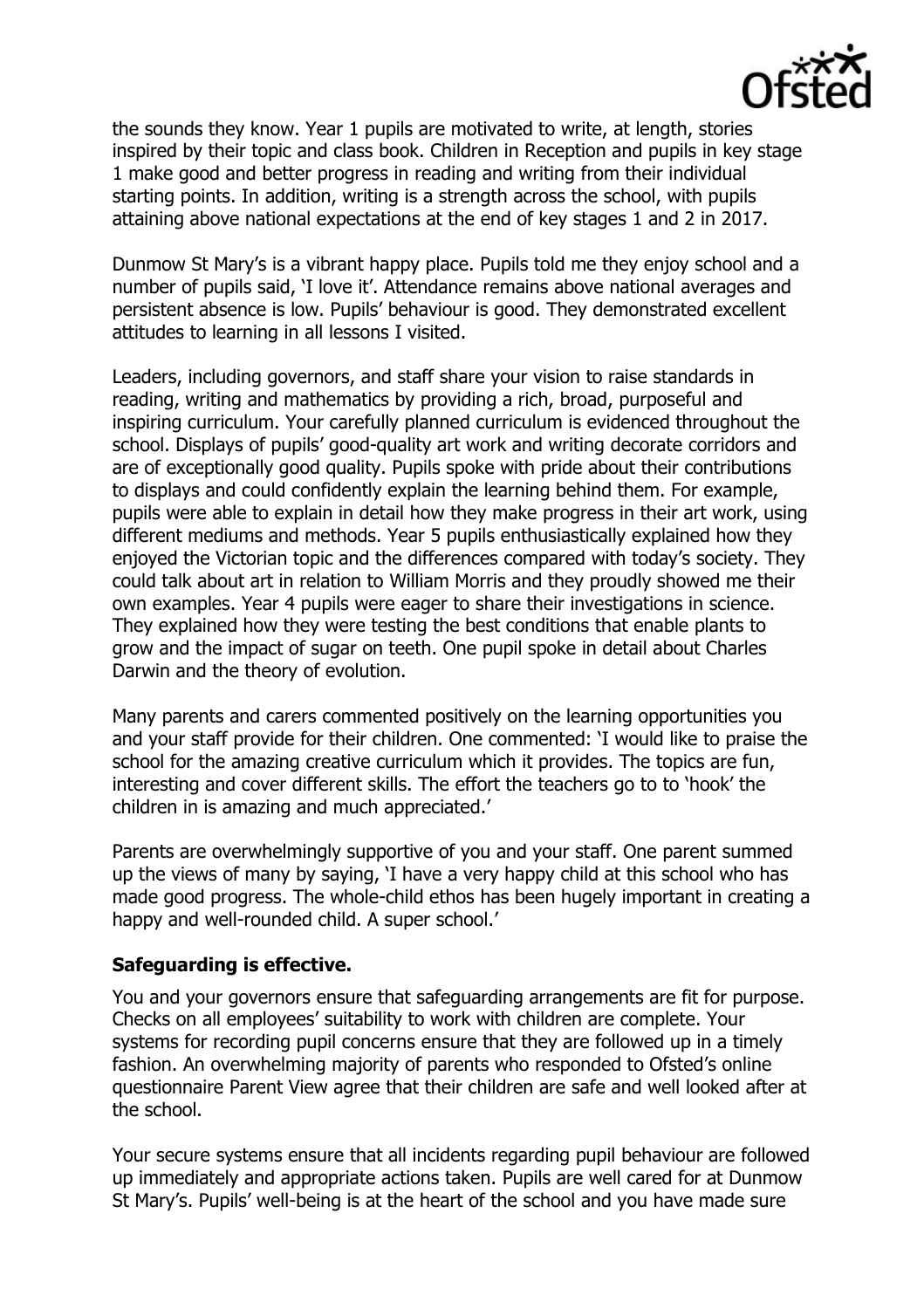the sounds they know. Year 1 pupils are motivated to write, at length, stories inspired by their topic and class book. Children in Reception and pupils in key stage 1 make good and better progress in reading and writing from their individual starting points. In addition, writing is a strength across the school, with pupils attaining above national expectations at the end of key stages 1 and 2 in 2017.

Dunmow St Mary's is a vibrant happy place. Pupils told me they enjoy school and a number of pupils said, 'I love it'. Attendance remains above national averages and persistent absence is low. Pupils' behaviour is good. They demonstrated excellent attitudes to learning in all lessons I visited.

Leaders, including governors, and staff share your vision to raise standards in reading, writing and mathematics by providing a rich, broad, purposeful and inspiring curriculum. Your carefully planned curriculum is evidenced throughout the school. Displays of pupils' good-quality art work and writing decorate corridors and are of exceptionally good quality. Pupils spoke with pride about their contributions to displays and could confidently explain the learning behind them. For example, pupils were able to explain in detail how they make progress in their art work, using different mediums and methods. Year 5 pupils enthusiastically explained how they enjoyed the Victorian topic and the differences compared with today's society. They could talk about art in relation to William Morris and they proudly showed me their own examples. Year 4 pupils were eager to share their investigations in science. They explained how they were testing the best conditions that enable plants to grow and the impact of sugar on teeth. One pupil spoke in detail about Charles Darwin and the theory of evolution.

Many parents and carers commented positively on the learning opportunities you and your staff provide for their children. One commented: 'I would like to praise the school for the amazing creative curriculum which it provides. The topics are fun, interesting and cover different skills. The effort the teachers go to to 'hook' the children in is amazing and much appreciated.'

Parents are overwhelmingly supportive of you and your staff. One parent summed up the views of many by saying, 'I have a very happy child at this school who has made good progress. The whole-child ethos has been hugely important in creating a happy and well-rounded child. A super school.'

## Safeguarding is effective.

You and your governors ensure that safeguarding arrangements are fit for purpose. Checks on all employees' suitability to work with children are complete. Your systems for recording pupil concerns ensure that they are followed up in a timely fashion. An overwhelming majority of parents who responded to Ofsted's online questionnaire Parent View agree that their children are safe and well looked after at the school.

Your secure systems ensure that all incidents regarding pupil behaviour are followed up immediately and appropriate actions taken. Pupils are well cared for at Dunmow St Mary's. Pupils' well-being is at the heart of the school and you have made sure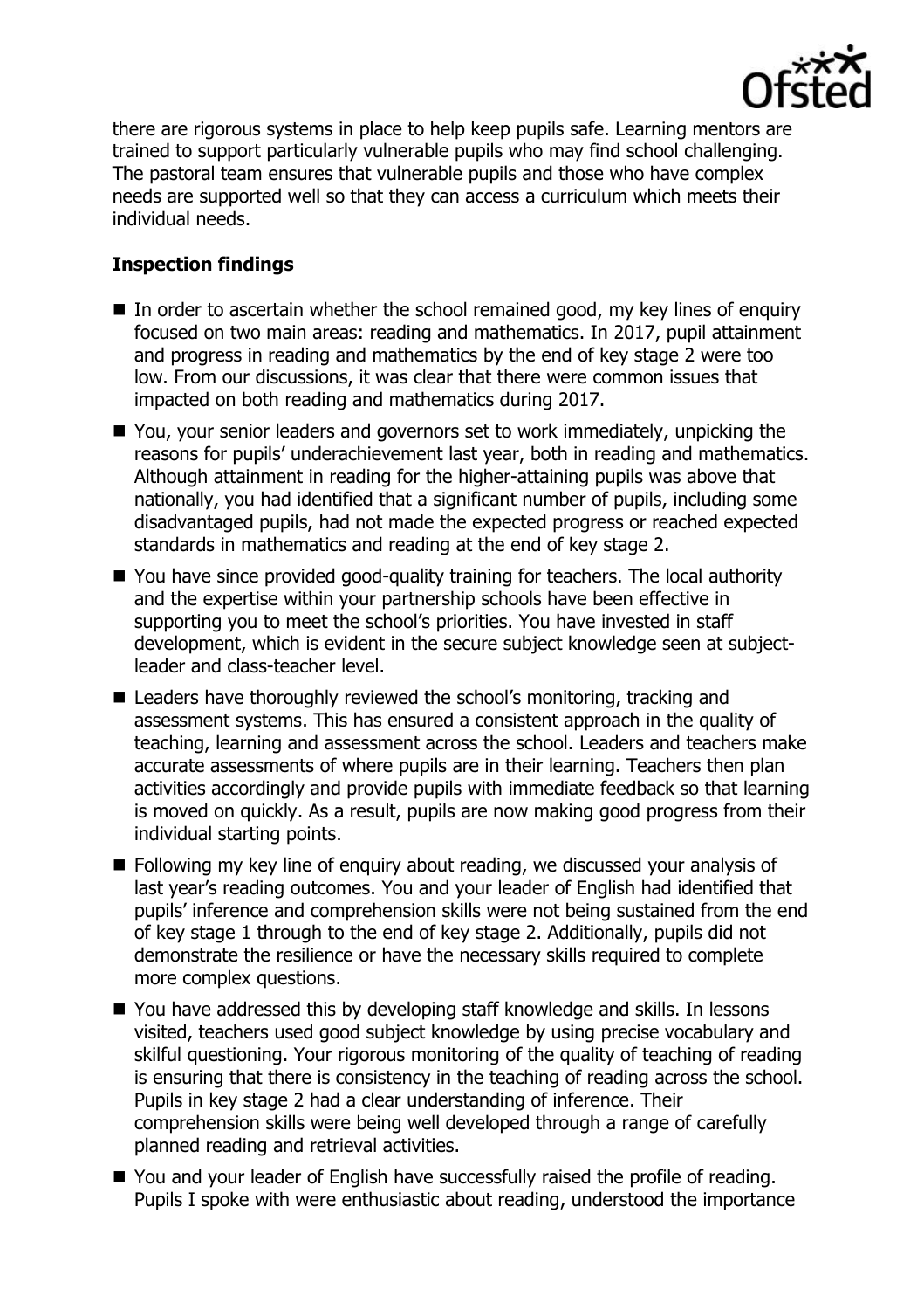there are rigorous systems in place to help keep pupils safe. Learning mentors are trained to support particularly vulnerable pupils who may find school challenging. The pastoral team ensures that vulnerable pupils and those who have complex needs are supported well so that they can access a curriculum which meets their individual needs.

**Inspection findings**

- In order to ascertain whether the school remained good, my key lines of enquiry focused on two main areas: reading and mathematics. In 2017, pupil attainment and progress in reading and mathematics by the end of key stage 2 were too low. From our discussions, it was clear that there were common issues that impacted on both reading and mathematics during 2017.
- You, your senior leaders and governors set to work immediately, unpicking the reasons for pupils' underachievement last year, both in reading and mathematics. Although attainment in reading for the higher-attaining pupils was above that nationally, you had identified that a significant number of pupils, including some disadvantaged pupils, had not made the expected progress or reached expected standards in mathematics and reading at the end of key stage 2.
- You have since provided good-quality training for teachers. The local authority and the expertise within your partnership schools have been effective in supporting you to meet the school's priorities. You have invested in staff development, which is evident in the secure subject knowledge seen at subject-leader and class-teacher level.
- Leaders have thoroughly reviewed the school's monitoring, tracking and assessment systems. This has ensured a consistent approach in the quality of teaching, learning and assessment across the school. Leaders and teachers make accurate assessments of where pupils are in their learning. Teachers then plan activities accordingly and provide pupils with immediate feedback so that learning is moved on quickly. As a result, pupils are now making good progress from their individual starting points.
- Following my key line of enquiry about reading, we discussed your analysis of last year's reading outcomes. You and your leader of English had identified that pupils' inference and comprehension skills were not being sustained from the end of key stage 1 through to the end of key stage 2. Additionally, pupils did not demonstrate the resilience or have the necessary skills required to complete more complex questions.
- You have addressed this by developing staff knowledge and skills. In lessons visited, teachers used good subject knowledge by using precise vocabulary and skilful questioning. Your rigorous monitoring of the quality of teaching of reading is ensuring that there is consistency in the teaching of reading across the school. Pupils in key stage 2 had a clear understanding of inference. Their comprehension skills were being well developed through a range of carefully planned reading and retrieval activities.
- You and your leader of English have successfully raised the profile of reading. Pupils I spoke with were enthusiastic about reading, understood the importance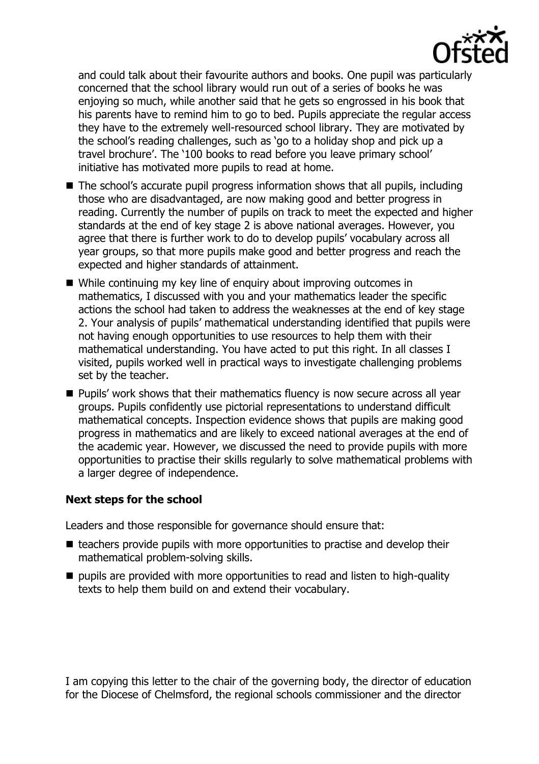and could talk about their favourite authors and books. One pupil was particularly concerned that the school library would run out of a series of books he was enjoying so much, while another said that he gets so engrossed in his book that his parents have to remind him to go to bed. Pupils appreciate the regular access they have to the extremely well-resourced school library. They are motivated by the school's reading challenges, such as 'go to a holiday shop and pick up a travel brochure'. The '100 books to read before you leave primary school' initiative has motivated more pupils to read at home.

- The school's accurate pupil progress information shows that all pupils, including those who are disadvantaged, are now making good and better progress in reading. Currently the number of pupils on track to meet the expected and higher standards at the end of key stage 2 is above national averages. However, you agree that there is further work to do to develop pupils' vocabulary across all year groups, so that more pupils make good and better progress and reach the expected and higher standards of attainment.
- While continuing my key line of enquiry about improving outcomes in mathematics, I discussed with you and your mathematics leader the specific actions the school had taken to address the weaknesses at the end of key stage 2. Your analysis of pupils' mathematical understanding identified that pupils were not having enough opportunities to use resources to help them with their mathematical understanding. You have acted to put this right. In all classes I visited, pupils worked well in practical ways to investigate challenging problems set by the teacher.
- Pupils' work shows that their mathematics fluency is now secure across all year groups. Pupils confidently use pictorial representations to understand difficult mathematical concepts. Inspection evidence shows that pupils are making good progress in mathematics and are likely to exceed national averages at the end of the academic year. However, we discussed the need to provide pupils with more opportunities to practise their skills regularly to solve mathematical problems with a larger degree of independence.

### Next steps for the school

Leaders and those responsible for governance should ensure that:

- teachers provide pupils with more opportunities to practise and develop their mathematical problem-solving skills.
- pupils are provided with more opportunities to read and listen to high-quality texts to help them build on and extend their vocabulary.

I am copying this letter to the chair of the governing body, the director of education for the Diocese of Chelmsford, the regional schools commissioner and the director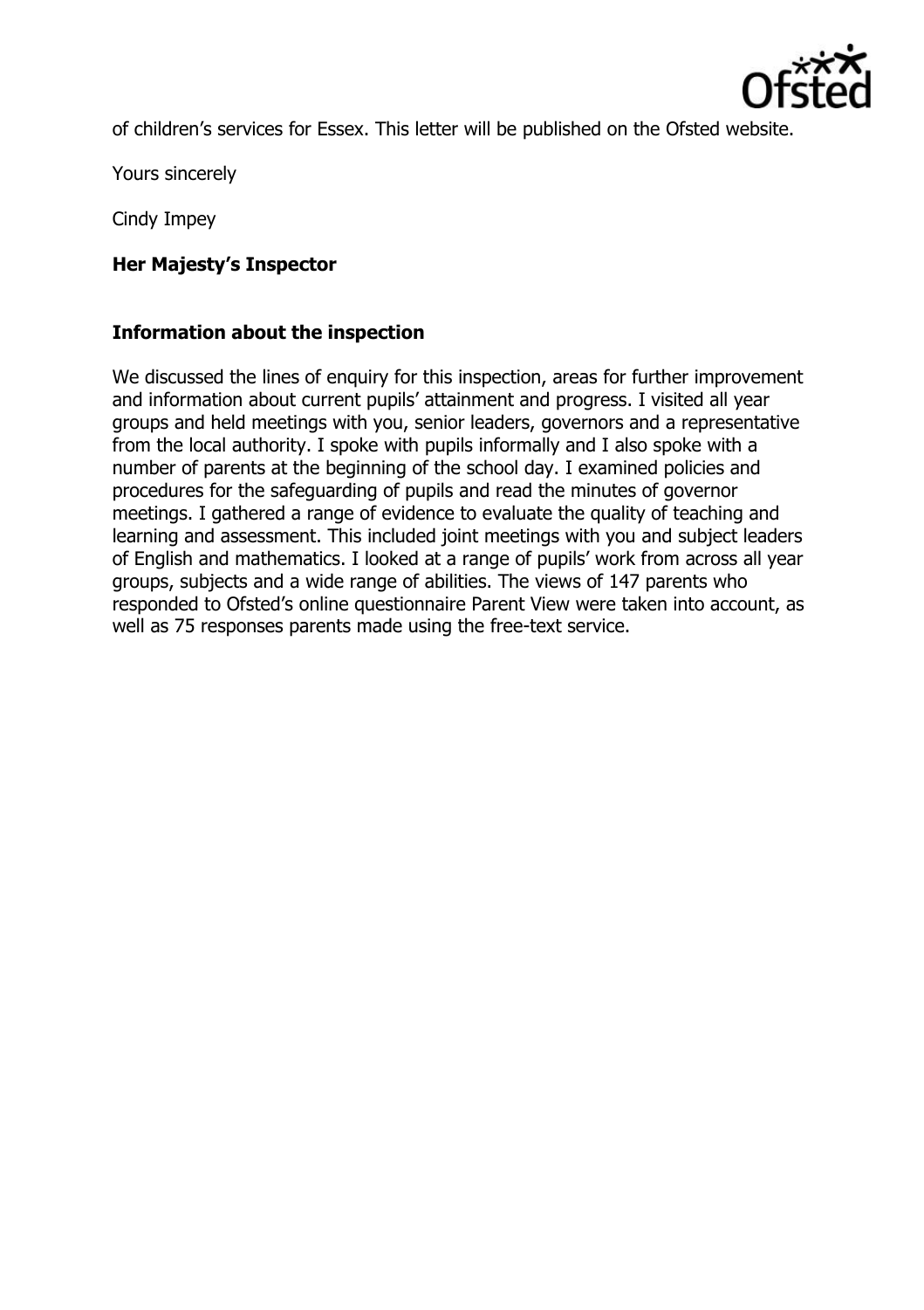of children's services for Essex. This letter will be published on the Ofsted website.

Yours sincerely

Cindy Impey

**Her Majesty's Inspector**

## Information about the inspection

We discussed the lines of enquiry for this inspection, areas for further improvement and information about current pupils' attainment and progress. I visited all year groups and held meetings with you, senior leaders, governors and a representative from the local authority. I spoke with pupils informally and I also spoke with a number of parents at the beginning of the school day. I examined policies and procedures for the safeguarding of pupils and read the minutes of governor meetings. I gathered a range of evidence to evaluate the quality of teaching and learning and assessment. This included joint meetings with you and subject leaders of English and mathematics. I looked at a range of pupils' work from across all year groups, subjects and a wide range of abilities. The views of 147 parents who responded to Ofsted's online questionnaire Parent View were taken into account, as well as 75 responses parents made using the free-text service.